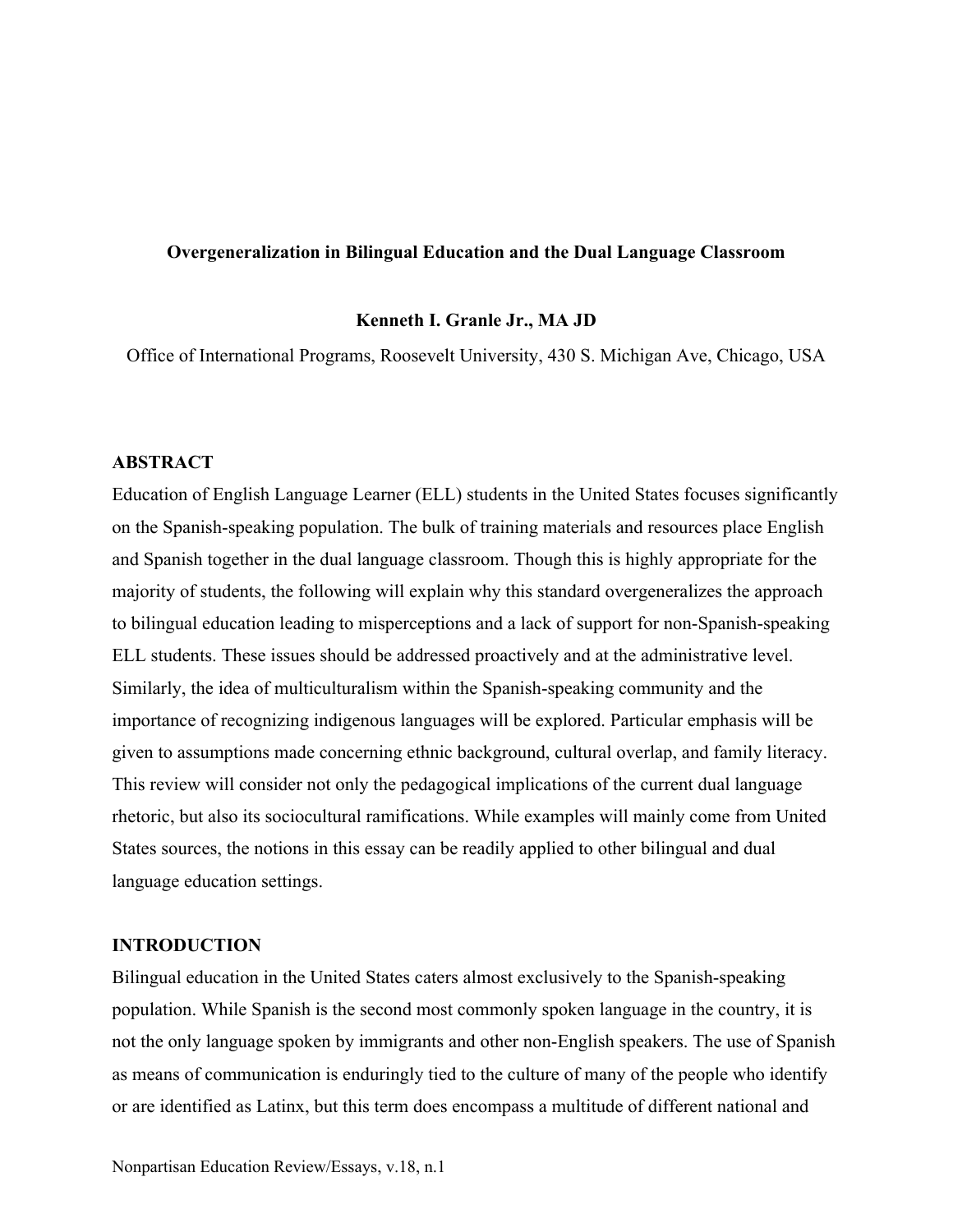# Overgeneralization in Bilingual Education and the Dual Language Classroom

**Kenneth I. Granle Jr., MA JD**

Office of International Programs, Roosevelt University, 430 S. Michigan Ave, Chicago, USA

## ABSTRACT

Education of English Language Learner (ELL) students in the United States focuses significantly on the Spanish-speaking population. The bulk of training materials and resources place English and Spanish together in the dual language classroom. Though this is highly appropriate for the majority of students, the following will explain why this standard overgeneralizes the approach to bilingual education leading to misperceptions and a lack of support for non-Spanish-speaking ELL students. These issues should be addressed proactively and at the administrative level. Similarly, the idea of multiculturalism within the Spanish-speaking community and the importance of recognizing indigenous languages will be explored. Particular emphasis will be given to assumptions made concerning ethnic background, cultural overlap, and family literacy. This review will consider not only the pedagogical implications of the current dual language rhetoric, but also its sociocultural ramifications. While examples will mainly come from United States sources, the notions in this essay can be readily applied to other bilingual and dual language education settings.

## INTRODUCTION

Bilingual education in the United States caters almost exclusively to the Spanish-speaking population. While Spanish is the second most commonly spoken language in the country, it is not the only language spoken by immigrants and other non-English speakers. The use of Spanish as means of communication is enduringly tied to the culture of many of the people who identify or are identified as Latinx, but this term does encompass a multitude of different national and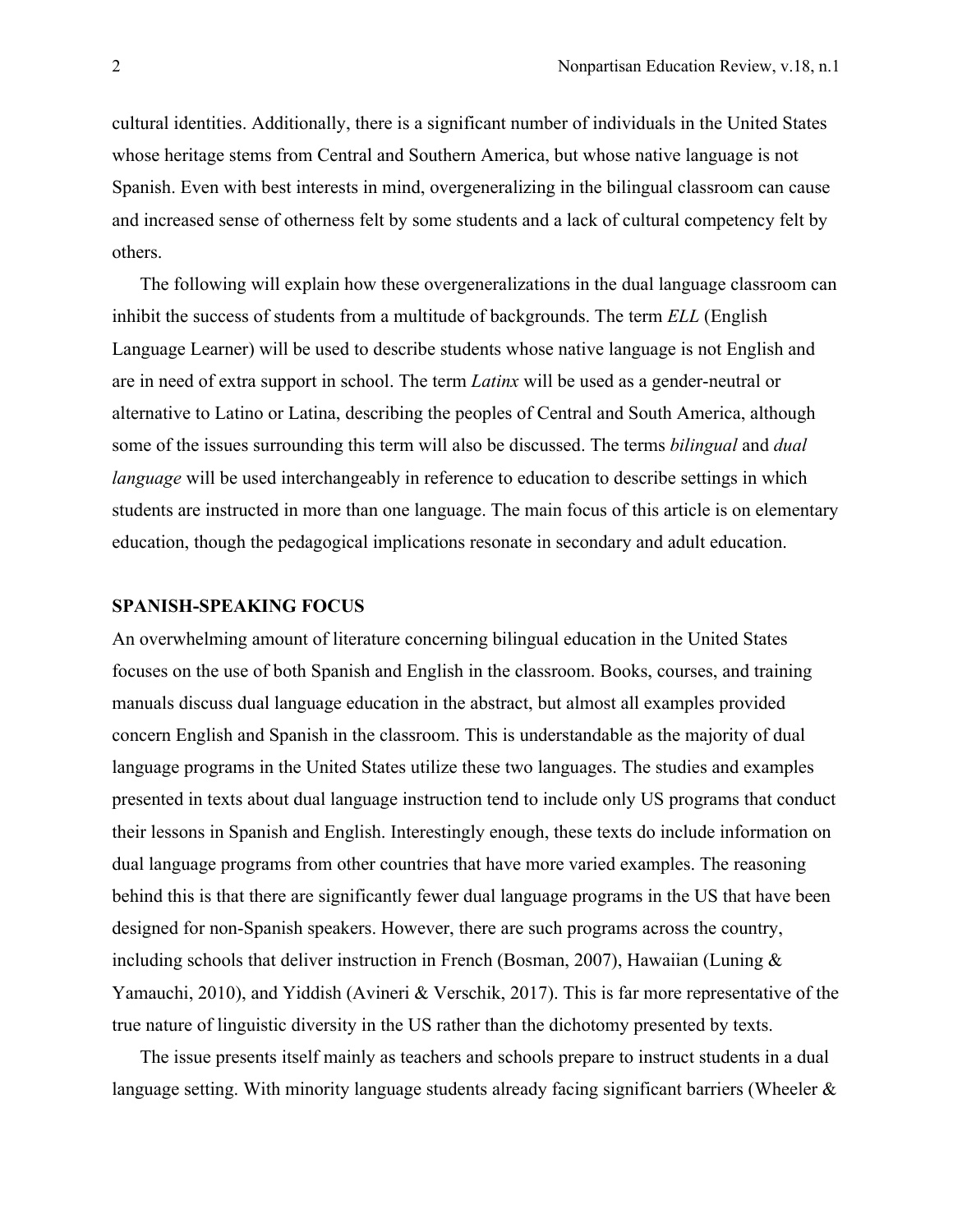cultural identities. Additionally, there is a significant number of individuals in the United States whose heritage stems from Central and Southern America, but whose native language is not Spanish. Even with best interests in mind, overgeneralizing in the bilingual classroom can cause and increased sense of otherness felt by some students and a lack of cultural competency felt by others.

The following will explain how these overgeneralizations in the dual language classroom can inhibit the success of students from a multitude of backgrounds. The term *ELL* (English Language Learner) will be used to describe students whose native language is not English and are in need of extra support in school. The term *Latinx* will be used as a gender-neutral or alternative to Latino or Latina, describing the peoples of Central and South America, although some of the issues surrounding this term will also be discussed. The terms *bilingual* and *dual language* will be used interchangeably in reference to education to describe settings in which students are instructed in more than one language. The main focus of this article is on elementary education, though the pedagogical implications resonate in secondary and adult education.

## SPANISH-SPEAKING FOCUS

An overwhelming amount of literature concerning bilingual education in the United States focuses on the use of both Spanish and English in the classroom. Books, courses, and training manuals discuss dual language education in the abstract, but almost all examples provided concern English and Spanish in the classroom. This is understandable as the majority of dual language programs in the United States utilize these two languages. The studies and examples presented in texts about dual language instruction tend to include only US programs that conduct their lessons in Spanish and English. Interestingly enough, these texts do include information on dual language programs from other countries that have more varied examples. The reasoning behind this is that there are significantly fewer dual language programs in the US that have been designed for non-Spanish speakers. However, there are such programs across the country, including schools that deliver instruction in French (Bosman, 2007), Hawaiian (Luning & Yamauchi, 2010), and Yiddish (Avineri & Verschik, 2017). This is far more representative of the true nature of linguistic diversity in the US rather than the dichotomy presented by texts.

The issue presents itself mainly as teachers and schools prepare to instruct students in a dual language setting. With minority language students already facing significant barriers (Wheeler &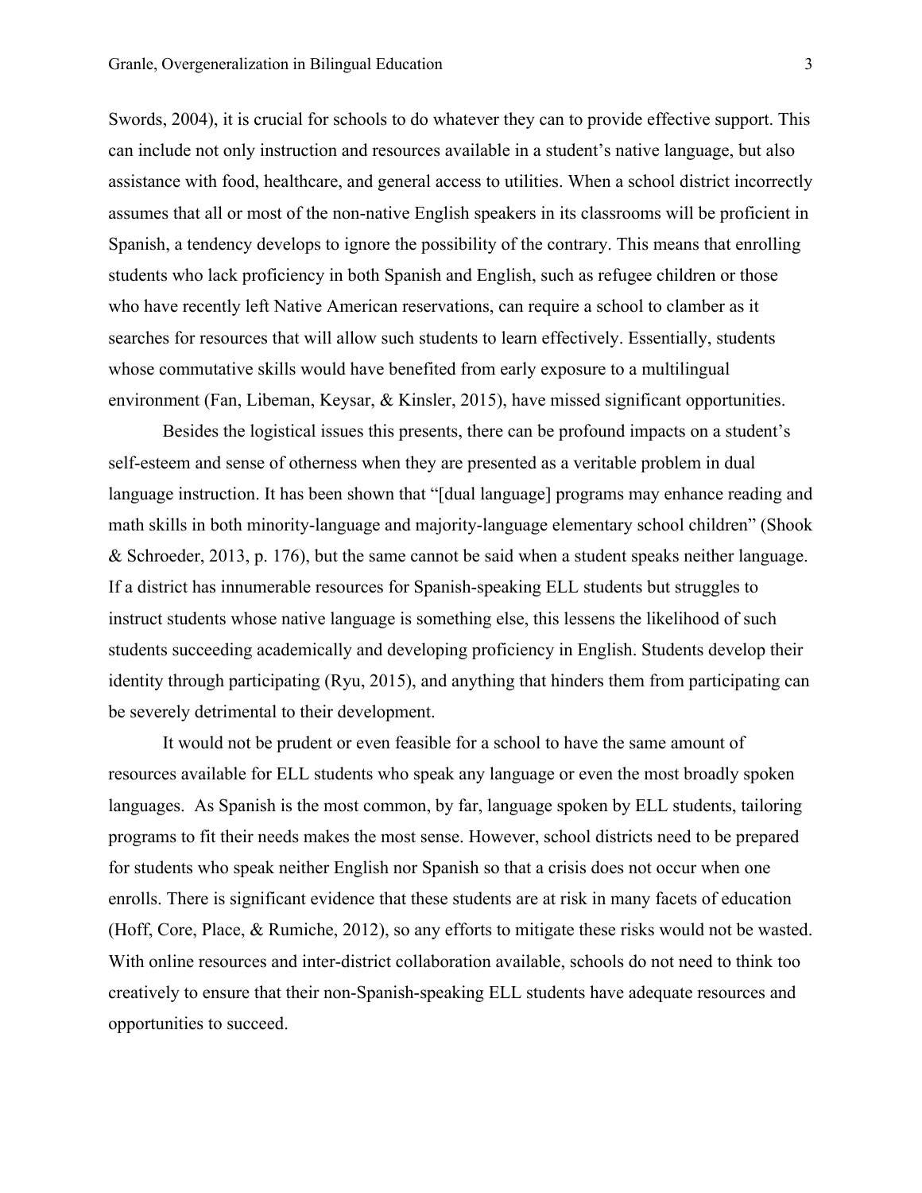Swords, 2004), it is crucial for schools to do whatever they can to provide effective support. This can include not only instruction and resources available in a student's native language, but also assistance with food, healthcare, and general access to utilities. When a school district incorrectly assumes that all or most of the non-native English speakers in its classrooms will be proficient in Spanish, a tendency develops to ignore the possibility of the contrary. This means that enrolling students who lack proficiency in both Spanish and English, such as refugee children or those who have recently left Native American reservations, can require a school to clamber as it searches for resources that will allow such students to learn effectively. Essentially, students whose commutative skills would have benefited from early exposure to a multilingual environment (Fan, Libeman, Keysar, & Kinsler, 2015), have missed significant opportunities.

Besides the logistical issues this presents, there can be profound impacts on a student's self-esteem and sense of otherness when they are presented as a veritable problem in dual language instruction. It has been shown that "[dual language] programs may enhance reading and math skills in both minority-language and majority-language elementary school children" (Shook & Schroeder, 2013, p. 176), but the same cannot be said when a student speaks neither language. If a district has innumerable resources for Spanish-speaking ELL students but struggles to instruct students whose native language is something else, this lessens the likelihood of such students succeeding academically and developing proficiency in English. Students develop their identity through participating (Ryu, 2015), and anything that hinders them from participating can be severely detrimental to their development.

It would not be prudent or even feasible for a school to have the same amount of resources available for ELL students who speak any language or even the most broadly spoken languages. As Spanish is the most common, by far, language spoken by ELL students, tailoring programs to fit their needs makes the most sense. However, school districts need to be prepared for students who speak neither English nor Spanish so that a crisis does not occur when one enrolls. There is significant evidence that these students are at risk in many facets of education (Hoff, Core, Place, & Rumiche, 2012), so any efforts to mitigate these risks would not be wasted. With online resources and inter-district collaboration available, schools do not need to think too creatively to ensure that their non-Spanish-speaking ELL students have adequate resources and opportunities to succeed.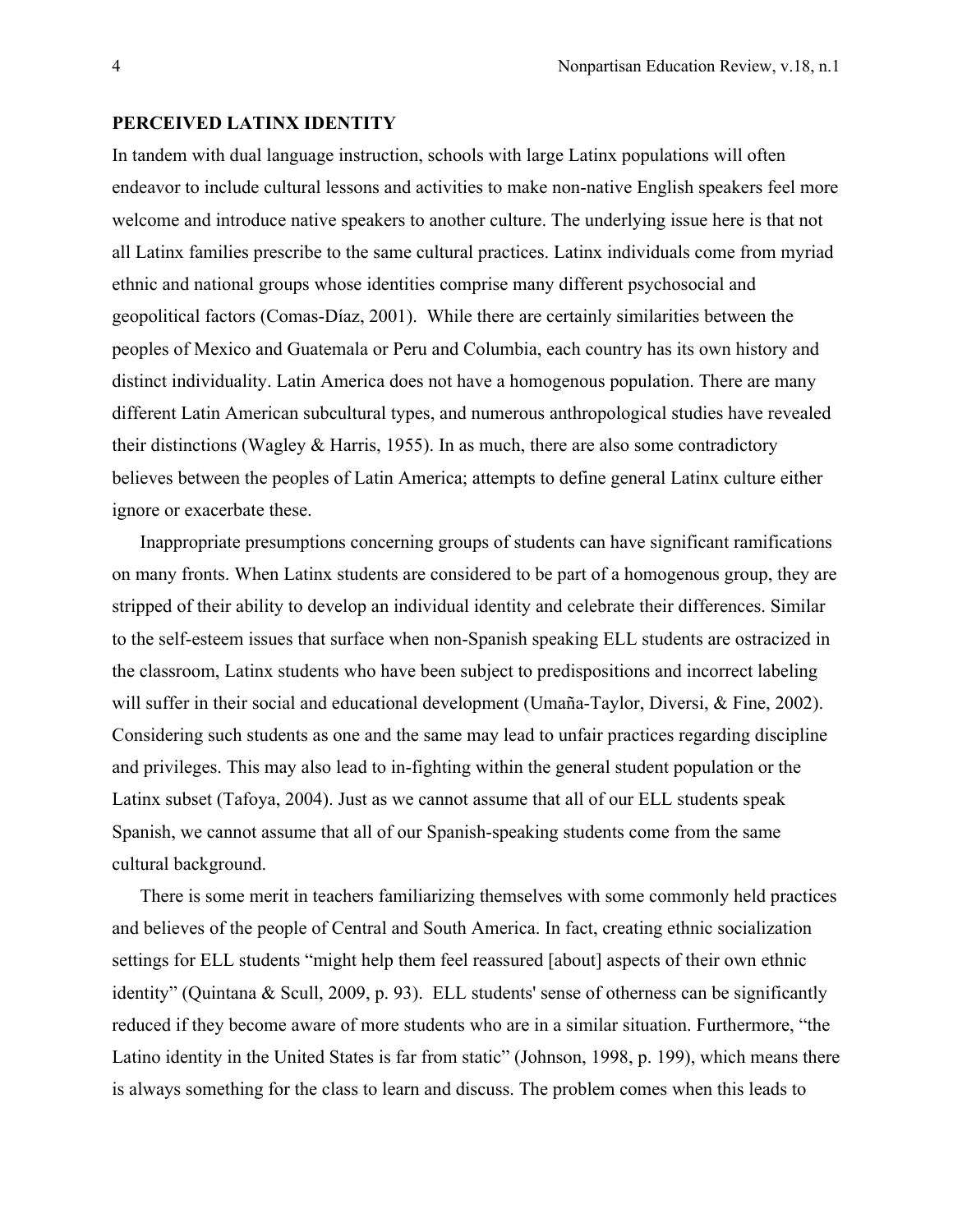**PERCEIVED LATINX IDENTITY**

In tandem with dual language instruction, schools with large Latinx populations will often endeavor to include cultural lessons and activities to make non-native English speakers feel more welcome and introduce native speakers to another culture. The underlying issue here is that not all Latinx families prescribe to the same cultural practices. Latinx individuals come from myriad ethnic and national groups whose identities comprise many different psychosocial and geopolitical factors (Comas-Díaz, 2001). While there are certainly similarities between the peoples of Mexico and Guatemala or Peru and Columbia, each country has its own history and distinct individuality. Latin America does not have a homogenous population. There are many different Latin American subcultural types, and numerous anthropological studies have revealed their distinctions (Wagley & Harris, 1955). In as much, there are also some contradictory believes between the peoples of Latin America; attempts to define general Latinx culture either ignore or exacerbate these.

Inappropriate presumptions concerning groups of students can have significant ramifications on many fronts. When Latinx students are considered to be part of a homogenous group, they are stripped of their ability to develop an individual identity and celebrate their differences. Similar to the self-esteem issues that surface when non-Spanish speaking ELL students are ostracized in the classroom, Latinx students who have been subject to predispositions and incorrect labeling will suffer in their social and educational development (Umaña-Taylor, Diversi, & Fine, 2002). Considering such students as one and the same may lead to unfair practices regarding discipline and privileges. This may also lead to in-fighting within the general student population or the Latinx subset (Tafoya, 2004). Just as we cannot assume that all of our ELL students speak Spanish, we cannot assume that all of our Spanish-speaking students come from the same cultural background.

There is some merit in teachers familiarizing themselves with some commonly held practices and believes of the people of Central and South America. In fact, creating ethnic socialization settings for ELL students "might help them feel reassured [about] aspects of their own ethnic identity" (Quintana & Scull, 2009, p. 93). ELL students' sense of otherness can be significantly reduced if they become aware of more students who are in a similar situation. Furthermore, "the Latino identity in the United States is far from static" (Johnson, 1998, p. 199), which means there is always something for the class to learn and discuss. The problem comes when this leads to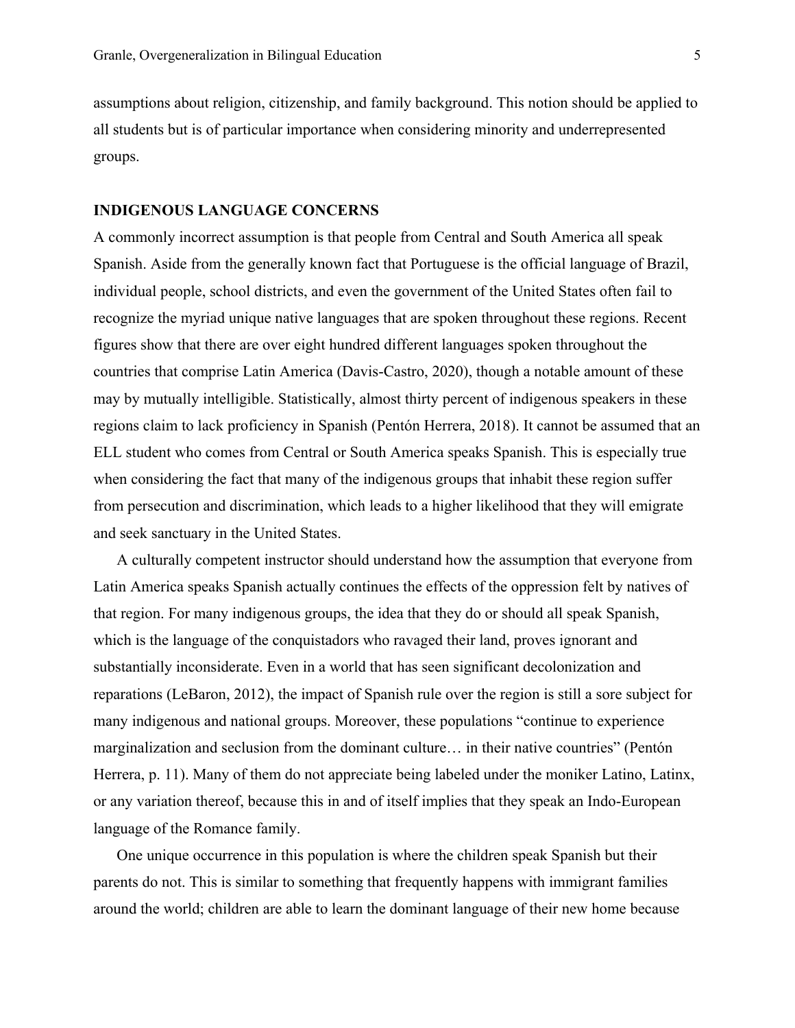assumptions about religion, citizenship, and family background. This notion should be applied to all students but is of particular importance when considering minority and underrepresented groups.

## INDIGENOUS LANGUAGE CONCERNS

A commonly incorrect assumption is that people from Central and South America all speak Spanish. Aside from the generally known fact that Portuguese is the official language of Brazil, individual people, school districts, and even the government of the United States often fail to recognize the myriad unique native languages that are spoken throughout these regions. Recent figures show that there are over eight hundred different languages spoken throughout the countries that comprise Latin America (Davis-Castro, 2020), though a notable amount of these may by mutually intelligible. Statistically, almost thirty percent of indigenous speakers in these regions claim to lack proficiency in Spanish (Pentón Herrera, 2018). It cannot be assumed that an ELL student who comes from Central or South America speaks Spanish. This is especially true when considering the fact that many of the indigenous groups that inhabit these region suffer from persecution and discrimination, which leads to a higher likelihood that they will emigrate and seek sanctuary in the United States.

A culturally competent instructor should understand how the assumption that everyone from Latin America speaks Spanish actually continues the effects of the oppression felt by natives of that region. For many indigenous groups, the idea that they do or should all speak Spanish, which is the language of the conquistadors who ravaged their land, proves ignorant and substantially inconsiderate. Even in a world that has seen significant decolonization and reparations (LeBaron, 2012), the impact of Spanish rule over the region is still a sore subject for many indigenous and national groups. Moreover, these populations "continue to experience marginalization and seclusion from the dominant culture… in their native countries" (Pentón Herrera, p. 11). Many of them do not appreciate being labeled under the moniker Latino, Latinx, or any variation thereof, because this in and of itself implies that they speak an Indo-European language of the Romance family.

One unique occurrence in this population is where the children speak Spanish but their parents do not. This is similar to something that frequently happens with immigrant families around the world; children are able to learn the dominant language of their new home because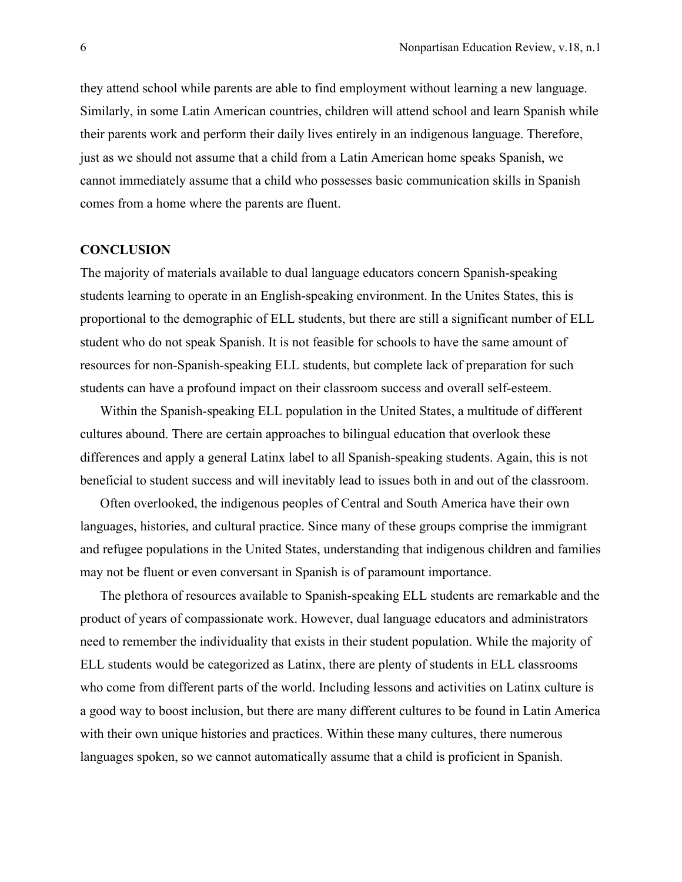they attend school while parents are able to find employment without learning a new language. Similarly, in some Latin American countries, children will attend school and learn Spanish while their parents work and perform their daily lives entirely in an indigenous language. Therefore, just as we should not assume that a child from a Latin American home speaks Spanish, we cannot immediately assume that a child who possesses basic communication skills in Spanish comes from a home where the parents are fluent.

## CONCLUSION

The majority of materials available to dual language educators concern Spanish-speaking students learning to operate in an English-speaking environment. In the Unites States, this is proportional to the demographic of ELL students, but there are still a significant number of ELL student who do not speak Spanish. It is not feasible for schools to have the same amount of resources for non-Spanish-speaking ELL students, but complete lack of preparation for such students can have a profound impact on their classroom success and overall self-esteem.

Within the Spanish-speaking ELL population in the United States, a multitude of different cultures abound. There are certain approaches to bilingual education that overlook these differences and apply a general Latinx label to all Spanish-speaking students. Again, this is not beneficial to student success and will inevitably lead to issues both in and out of the classroom.

Often overlooked, the indigenous peoples of Central and South America have their own languages, histories, and cultural practice. Since many of these groups comprise the immigrant and refugee populations in the United States, understanding that indigenous children and families may not be fluent or even conversant in Spanish is of paramount importance.

The plethora of resources available to Spanish-speaking ELL students are remarkable and the product of years of compassionate work. However, dual language educators and administrators need to remember the individuality that exists in their student population. While the majority of ELL students would be categorized as Latinx, there are plenty of students in ELL classrooms who come from different parts of the world. Including lessons and activities on Latinx culture is a good way to boost inclusion, but there are many different cultures to be found in Latin America with their own unique histories and practices. Within these many cultures, there numerous languages spoken, so we cannot automatically assume that a child is proficient in Spanish.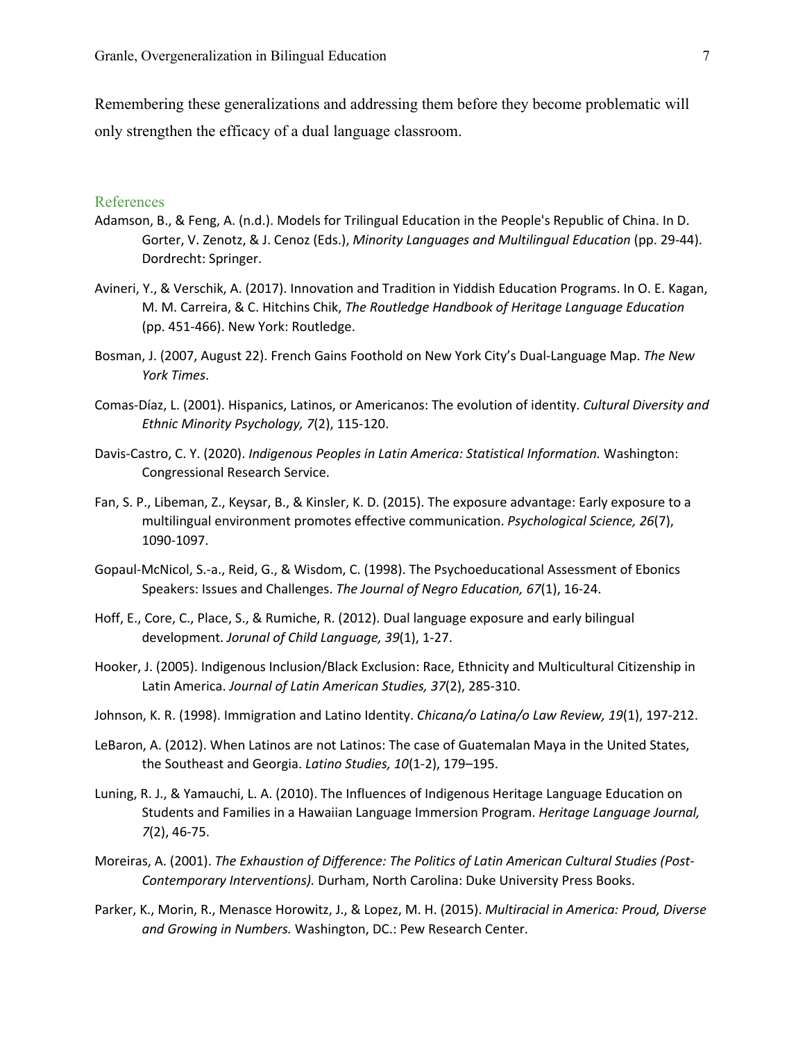Remembering these generalizations and addressing them before they become problematic will only strengthen the efficacy of a dual language classroom.

## References

Adamson, B., & Feng, A. (n.d.). Models for Trilingual Education in the People's Republic of China. In D. Gorter, V. Zenotz, & J. Cenoz (Eds.), *Minority Languages and Multilingual Education* (pp. 29-44). Dordrecht: Springer.

Avineri, Y., & Verschik, A. (2017). Innovation and Tradition in Yiddish Education Programs. In O. E. Kagan, M. M. Carreira, & C. Hitchins Chik, *The Routledge Handbook of Heritage Language Education* (pp. 451-466). New York: Routledge.

Bosman, J. (2007, August 22). French Gains Foothold on New York City's Dual-Language Map. *The New York Times*.

Comas-Díaz, L. (2001). Hispanics, Latinos, or Americanos: The evolution of identity. *Cultural Diversity and Ethnic Minority Psychology, 7*(2), 115-120.

Davis-Castro, C. Y. (2020). *Indigenous Peoples in Latin America: Statistical Information.* Washington: Congressional Research Service.

Fan, S. P., Libeman, Z., Keysar, B., & Kinsler, K. D. (2015). The exposure advantage: Early exposure to a multilingual environment promotes effective communication. *Psychological Science, 26*(7), 1090-1097.

Gopaul-McNicol, S.-a., Reid, G., & Wisdom, C. (1998). The Psychoeducational Assessment of Ebonics Speakers: Issues and Challenges. *The Journal of Negro Education, 67*(1), 16-24.

Hoff, E., Core, C., Place, S., & Rumiche, R. (2012). Dual language exposure and early bilingual development. *Jorunal of Child Language, 39*(1), 1-27.

Hooker, J. (2005). Indigenous Inclusion/Black Exclusion: Race, Ethnicity and Multicultural Citizenship in Latin America. *Journal of Latin American Studies, 37*(2), 285-310.

Johnson, K. R. (1998). Immigration and Latino Identity. *Chicana/o Latina/o Law Review, 19*(1), 197-212.

LeBaron, A. (2012). When Latinos are not Latinos: The case of Guatemalan Maya in the United States, the Southeast and Georgia. *Latino Studies, 10*(1-2), 179–195.

Luning, R. J., & Yamauchi, L. A. (2010). The Influences of Indigenous Heritage Language Education on Students and Families in a Hawaiian Language Immersion Program. *Heritage Language Journal, 7*(2), 46-75.

Moreiras, A. (2001). *The Exhaustion of Difference: The Politics of Latin American Cultural Studies (Post-Contemporary Interventions).* Durham, North Carolina: Duke University Press Books.

Parker, K., Morin, R., Menasce Horowitz, J., & Lopez, M. H. (2015). *Multiracial in America: Proud, Diverse and Growing in Numbers.* Washington, DC.: Pew Research Center.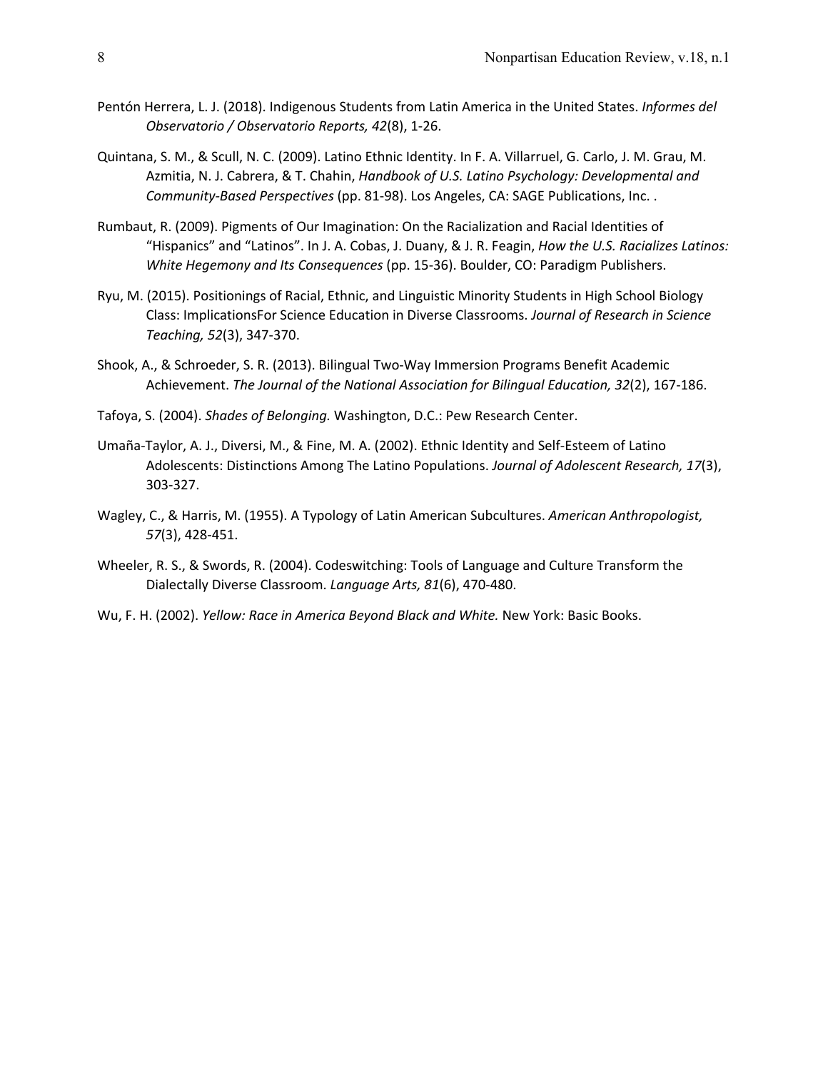Pentón Herrera, L. J. (2018). Indigenous Students from Latin America in the United States. *Informes del Observatorio / Observatorio Reports, 42*(8), 1-26.

Quintana, S. M., & Scull, N. C. (2009). Latino Ethnic Identity. In F. A. Villarruel, G. Carlo, J. M. Grau, M. Azmitia, N. J. Cabrera, & T. Chahin, *Handbook of U.S. Latino Psychology: Developmental and Community-Based Perspectives* (pp. 81-98). Los Angeles, CA: SAGE Publications, Inc. .

Rumbaut, R. (2009). Pigments of Our Imagination: On the Racialization and Racial Identities of "Hispanics" and "Latinos". In J. A. Cobas, J. Duany, & J. R. Feagin, *How the U.S. Racializes Latinos: White Hegemony and Its Consequences* (pp. 15-36). Boulder, CO: Paradigm Publishers.

Ryu, M. (2015). Positionings of Racial, Ethnic, and Linguistic Minority Students in High School Biology Class: ImplicationsFor Science Education in Diverse Classrooms. *Journal of Research in Science Teaching, 52*(3), 347-370.

Shook, A., & Schroeder, S. R. (2013). Bilingual Two-Way Immersion Programs Benefit Academic Achievement. *The Journal of the National Association for Bilingual Education, 32*(2), 167-186.

Tafoya, S. (2004). *Shades of Belonging.* Washington, D.C.: Pew Research Center.

Umaña-Taylor, A. J., Diversi, M., & Fine, M. A. (2002). Ethnic Identity and Self-Esteem of Latino Adolescents: Distinctions Among The Latino Populations. *Journal of Adolescent Research, 17*(3), 303-327.

Wagley, C., & Harris, M. (1955). A Typology of Latin American Subcultures. *American Anthropologist, 57*(3), 428-451.

Wheeler, R. S., & Swords, R. (2004). Codeswitching: Tools of Language and Culture Transform the Dialectally Diverse Classroom. *Language Arts, 81*(6), 470-480.

Wu, F. H. (2002). *Yellow: Race in America Beyond Black and White.* New York: Basic Books.